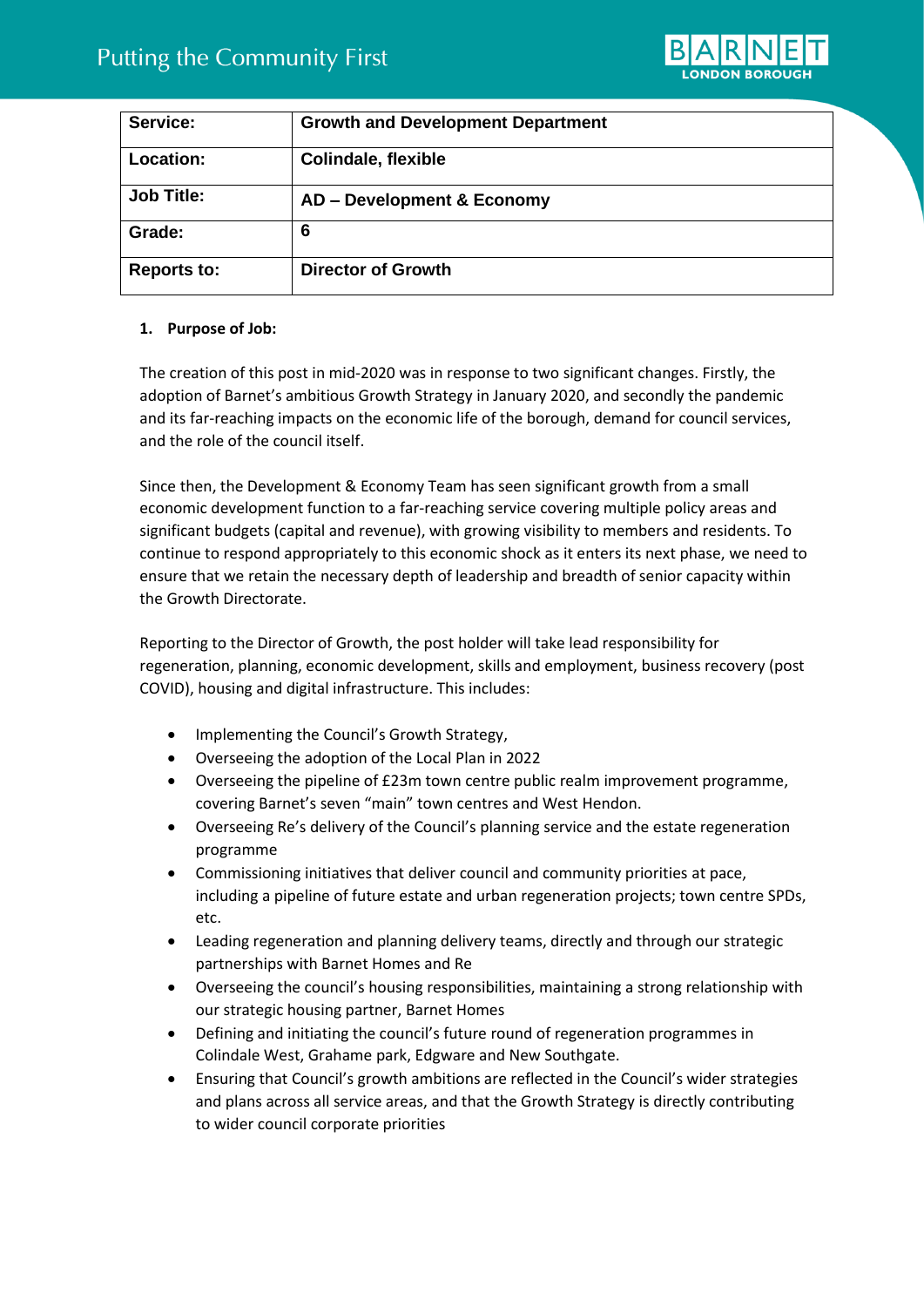| Service: | Growth and Development Department |
| --- | --- |
| Location: | Colindale, flexible |
| Job Title: | AD – Development & Economy |
| Grade: | 6 |
| Reports to: | Director of Growth |

**1. Purpose of Job:**

The creation of this post in mid-2020 was in response to two significant changes. Firstly, the adoption of Barnet's ambitious Growth Strategy in January 2020, and secondly the pandemic and its far-reaching impacts on the economic life of the borough, demand for council services, and the role of the council itself.

Since then, the Development & Economy Team has seen significant growth from a small economic development function to a far-reaching service covering multiple policy areas and significant budgets (capital and revenue), with growing visibility to members and residents. To continue to respond appropriately to this economic shock as it enters its next phase, we need to ensure that we retain the necessary depth of leadership and breadth of senior capacity within the Growth Directorate.

Reporting to the Director of Growth, the post holder will take lead responsibility for regeneration, planning, economic development, skills and employment, business recovery (post COVID), housing and digital infrastructure. This includes:

- Implementing the Council's Growth Strategy,
- Overseeing the adoption of the Local Plan in 2022
- Overseeing the pipeline of £23m town centre public realm improvement programme, covering Barnet's seven "main" town centres and West Hendon.
- Overseeing Re's delivery of the Council's planning service and the estate regeneration programme
- Commissioning initiatives that deliver council and community priorities at pace, including a pipeline of future estate and urban regeneration projects; town centre SPDs, etc.
- Leading regeneration and planning delivery teams, directly and through our strategic partnerships with Barnet Homes and Re
- Overseeing the council's housing responsibilities, maintaining a strong relationship with our strategic housing partner, Barnet Homes
- Defining and initiating the council's future round of regeneration programmes in Colindale West, Grahame park, Edgware and New Southgate.
- Ensuring that Council's growth ambitions are reflected in the Council's wider strategies and plans across all service areas, and that the Growth Strategy is directly contributing to wider council corporate priorities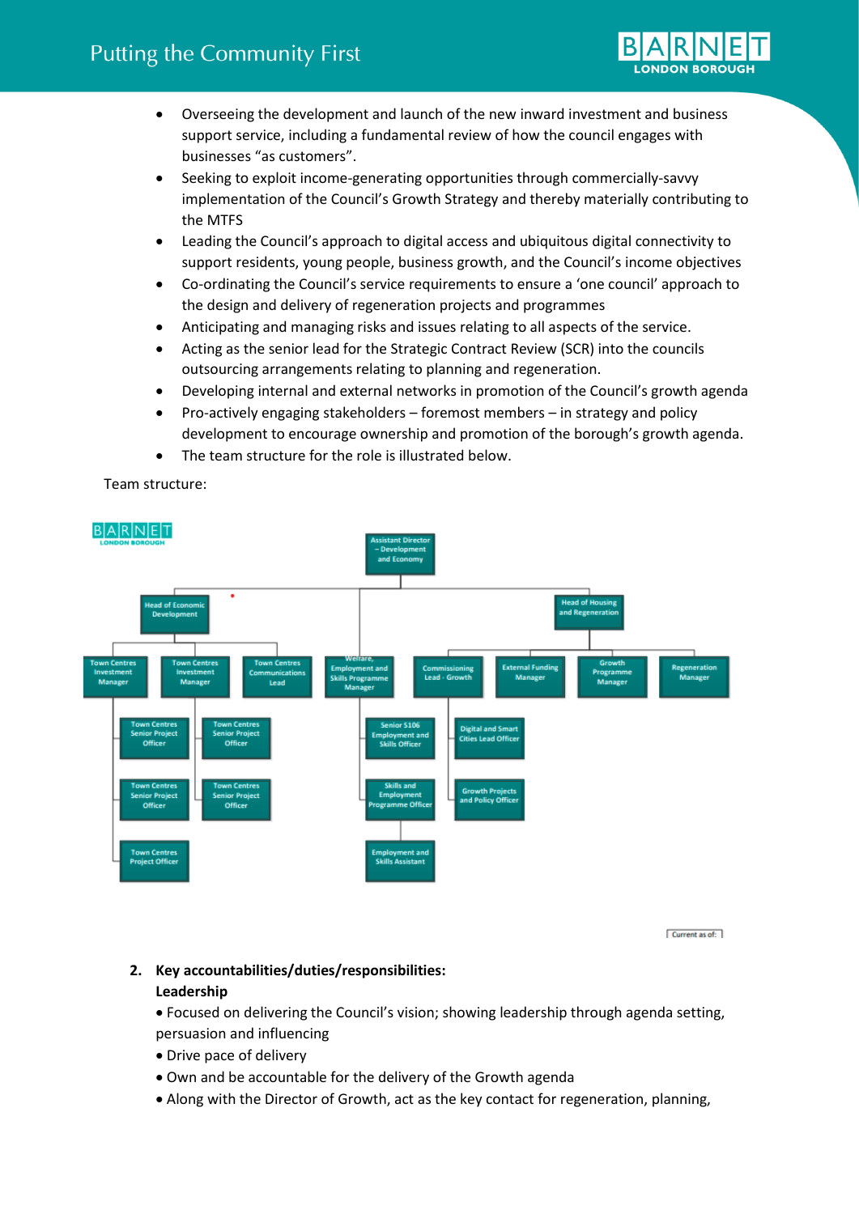- Overseeing the development and launch of the new inward investment and business support service, including a fundamental review of how the council engages with businesses "as customers".
- Seeking to exploit income-generating opportunities through commercially-savvy implementation of the Council's Growth Strategy and thereby materially contributing to the MTFS
- Leading the Council's approach to digital access and ubiquitous digital connectivity to support residents, young people, business growth, and the Council's income objectives
- Co-ordinating the Council's service requirements to ensure a 'one council' approach to the design and delivery of regeneration projects and programmes
- Anticipating and managing risks and issues relating to all aspects of the service.
- Acting as the senior lead for the Strategic Contract Review (SCR) into the councils outsourcing arrangements relating to planning and regeneration.
- Developing internal and external networks in promotion of the Council's growth agenda
- Pro-actively engaging stakeholders – foremost members – in strategy and policy development to encourage ownership and promotion of the borough's growth agenda.
- The team structure for the role is illustrated below.

Team structure:

- Assistant Director – Development and Economy
  - Head of Economic Development
    - Town Centres Investment Manager
      - Town Centres Senior Project Officer
      - Town Centres Senior Project Officer
      - Town Centres Project Officer
    - Town Centres Investment Manager
      - Town Centres Senior Project Officer
      - Town Centres Senior Project Officer
    - Town Centres Communications Lead
  - Welfare, Employment and Skills Programme Manager
    - Senior S106 Employment and Skills Officer
    - Skills and Employment Programme Officer
    - Employment and Skills Assistant
  - Head of Housing and Regeneration
    - Commissioning Lead - Growth
      - Digital and Smart Cities Lead Officer
      - Growth Projects and Policy Officer
    - External Funding Manager
    - Growth Programme Manager
    - Regeneration Manager

Current as of:

2. **Key accountabilities/duties/responsibilities:**
   **Leadership**
   - Focused on delivering the Council's vision; showing leadership through agenda setting, persuasion and influencing
   - Drive pace of delivery
   - Own and be accountable for the delivery of the Growth agenda
   - Along with the Director of Growth, act as the key contact for regeneration, planning,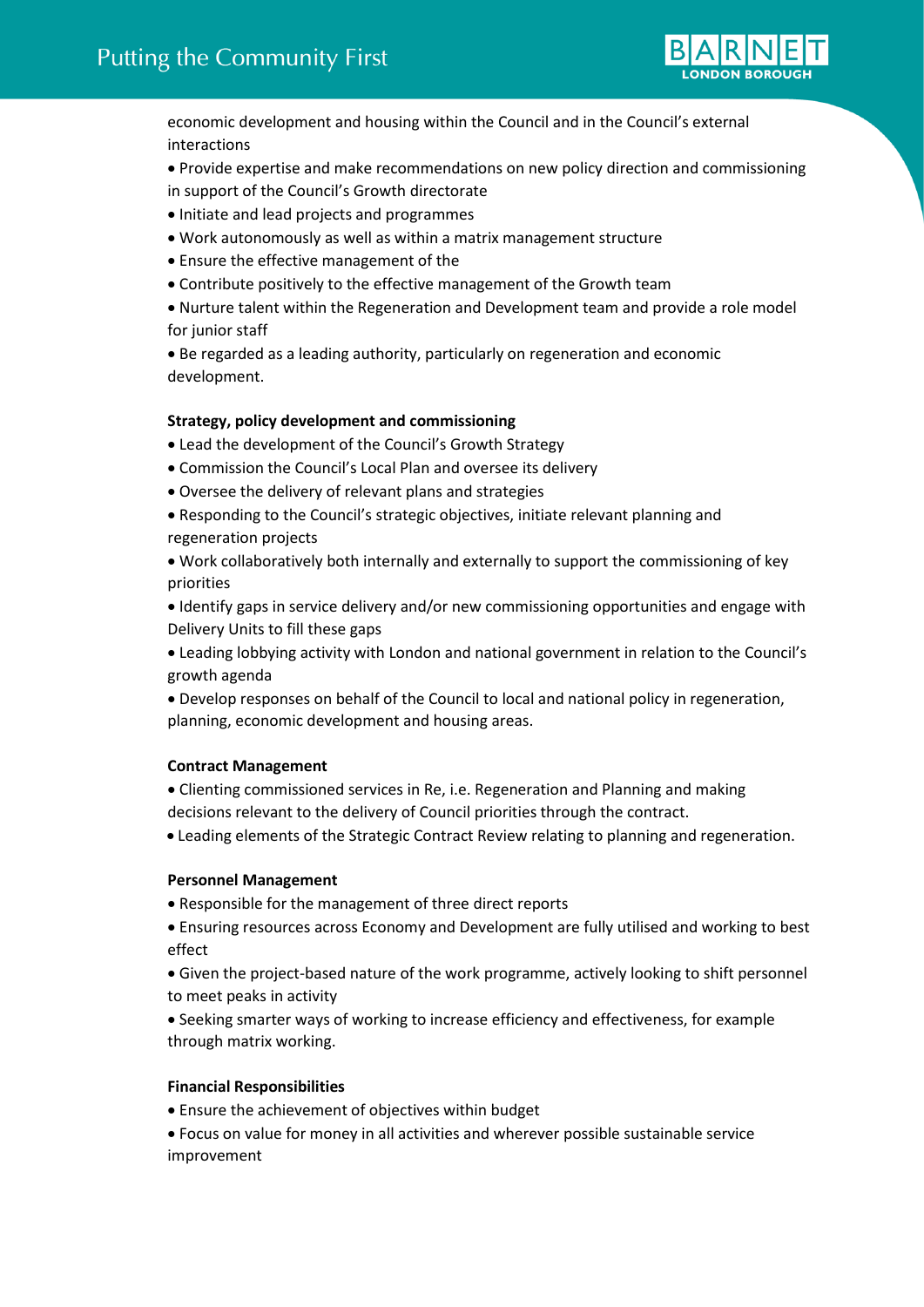economic development and housing within the Council and in the Council's external interactions

- Provide expertise and make recommendations on new policy direction and commissioning in support of the Council's Growth directorate
- Initiate and lead projects and programmes
- Work autonomously as well as within a matrix management structure
- Ensure the effective management of the
- Contribute positively to the effective management of the Growth team
- Nurture talent within the Regeneration and Development team and provide a role model for junior staff
- Be regarded as a leading authority, particularly on regeneration and economic development.

**Strategy, policy development and commissioning**

- Lead the development of the Council's Growth Strategy
- Commission the Council's Local Plan and oversee its delivery
- Oversee the delivery of relevant plans and strategies
- Responding to the Council's strategic objectives, initiate relevant planning and regeneration projects
- Work collaboratively both internally and externally to support the commissioning of key priorities
- Identify gaps in service delivery and/or new commissioning opportunities and engage with Delivery Units to fill these gaps
- Leading lobbying activity with London and national government in relation to the Council's growth agenda
- Develop responses on behalf of the Council to local and national policy in regeneration, planning, economic development and housing areas.

**Contract Management**

- Clienting commissioned services in Re, i.e. Regeneration and Planning and making decisions relevant to the delivery of Council priorities through the contract.
- Leading elements of the Strategic Contract Review relating to planning and regeneration.

**Personnel Management**

- Responsible for the management of three direct reports
- Ensuring resources across Economy and Development are fully utilised and working to best effect
- Given the project-based nature of the work programme, actively looking to shift personnel to meet peaks in activity
- Seeking smarter ways of working to increase efficiency and effectiveness, for example through matrix working.

**Financial Responsibilities**

- Ensure the achievement of objectives within budget
- Focus on value for money in all activities and wherever possible sustainable service improvement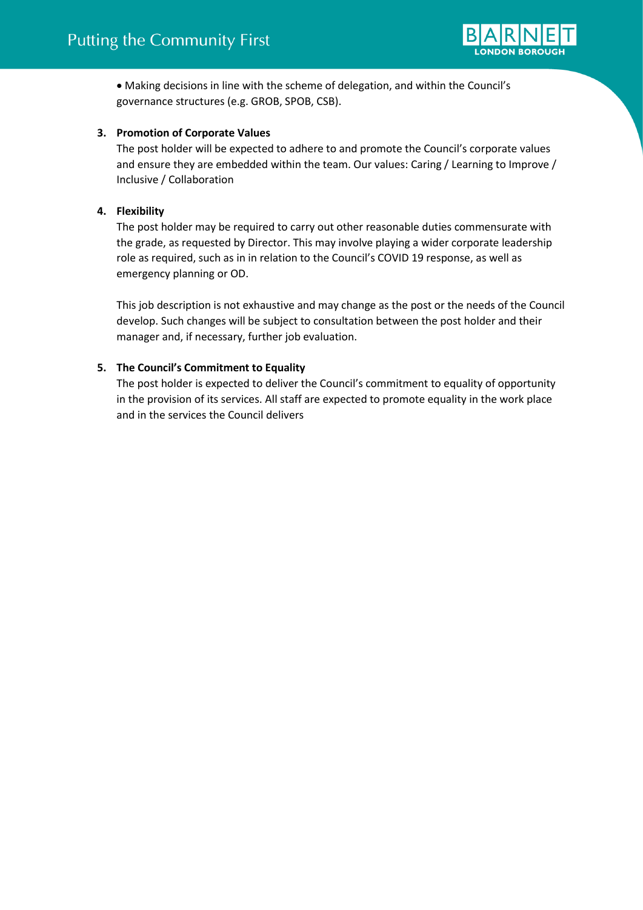- Making decisions in line with the scheme of delegation, and within the Council's governance structures (e.g. GROB, SPOB, CSB).

**3. Promotion of Corporate Values**

The post holder will be expected to adhere to and promote the Council's corporate values and ensure they are embedded within the team. Our values: Caring / Learning to Improve / Inclusive / Collaboration

**4. Flexibility**

The post holder may be required to carry out other reasonable duties commensurate with the grade, as requested by Director. This may involve playing a wider corporate leadership role as required, such as in in relation to the Council's COVID 19 response, as well as emergency planning or OD.

This job description is not exhaustive and may change as the post or the needs of the Council develop. Such changes will be subject to consultation between the post holder and their manager and, if necessary, further job evaluation.

**5. The Council's Commitment to Equality**

The post holder is expected to deliver the Council's commitment to equality of opportunity in the provision of its services. All staff are expected to promote equality in the work place and in the services the Council delivers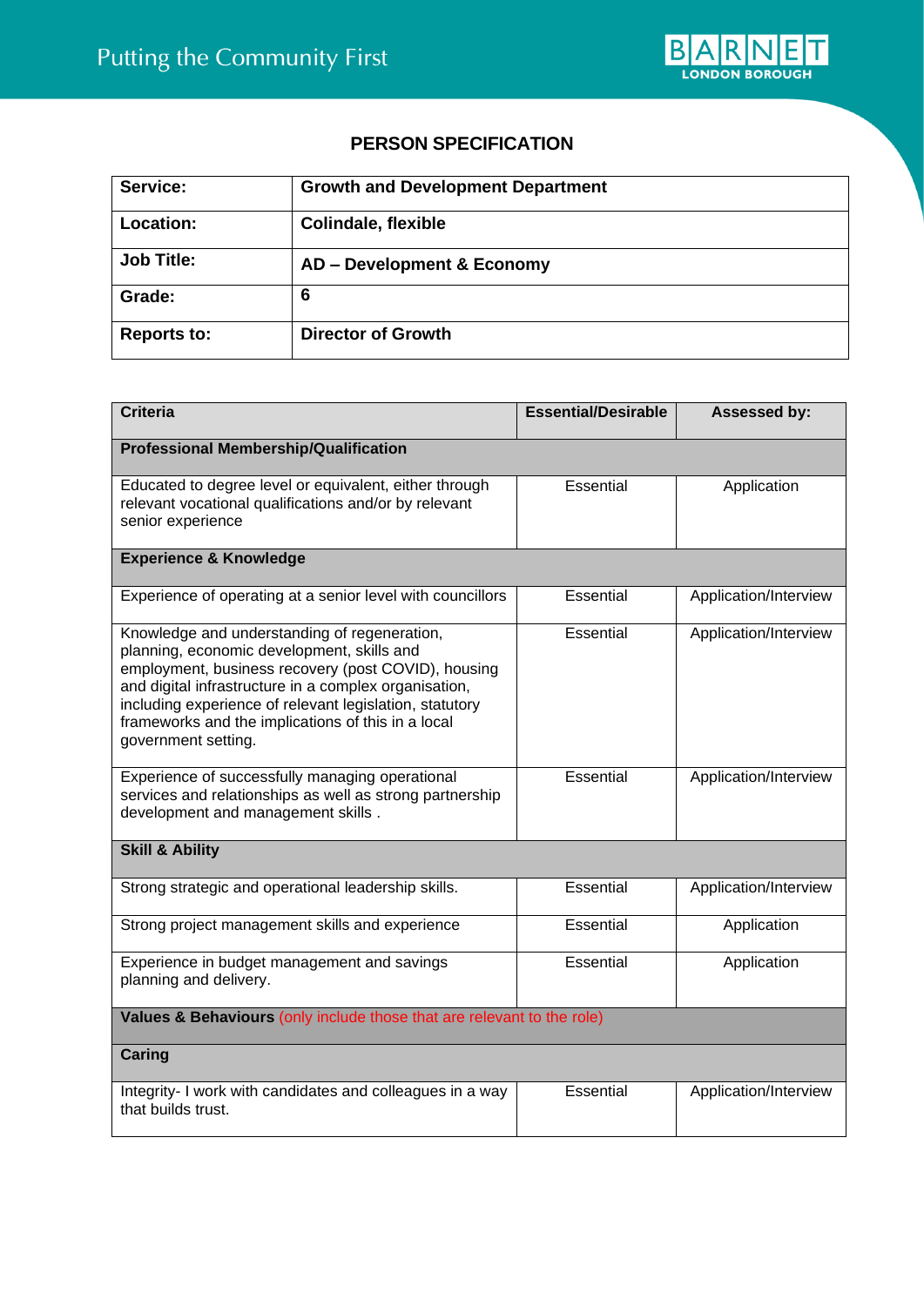## PERSON SPECIFICATION

| Service: | Growth and Development Department |
|---|---|
| Location: | Colindale, flexible |
| Job Title: | AD – Development & Economy |
| Grade: | 6 |
| Reports to: | Director of Growth |

| Criteria | Essential/Desirable | Assessed by: |
|---|---|---|
| **Professional Membership/Qualification** | | |
| Educated to degree level or equivalent, either through relevant vocational qualifications and/or by relevant senior experience | Essential | Application |
| **Experience & Knowledge** | | |
| Experience of operating at a senior level with councillors | Essential | Application/Interview |
| Knowledge and understanding of regeneration, planning, economic development, skills and employment, business recovery (post COVID), housing and digital infrastructure in a complex organisation, including experience of relevant legislation, statutory frameworks and the implications of this in a local government setting. | Essential | Application/Interview |
| Experience of successfully managing operational services and relationships as well as strong partnership development and management skills . | Essential | Application/Interview |
| **Skill & Ability** | | |
| Strong strategic and operational leadership skills. | Essential | Application/Interview |
| Strong project management skills and experience | Essential | Application |
| Experience in budget management and savings planning and delivery. | Essential | Application |
| **Values & Behaviours** (only include those that are relevant to the role) | | |
| **Caring** | | |
| Integrity- I work with candidates and colleagues in a way that builds trust. | Essential | Application/Interview |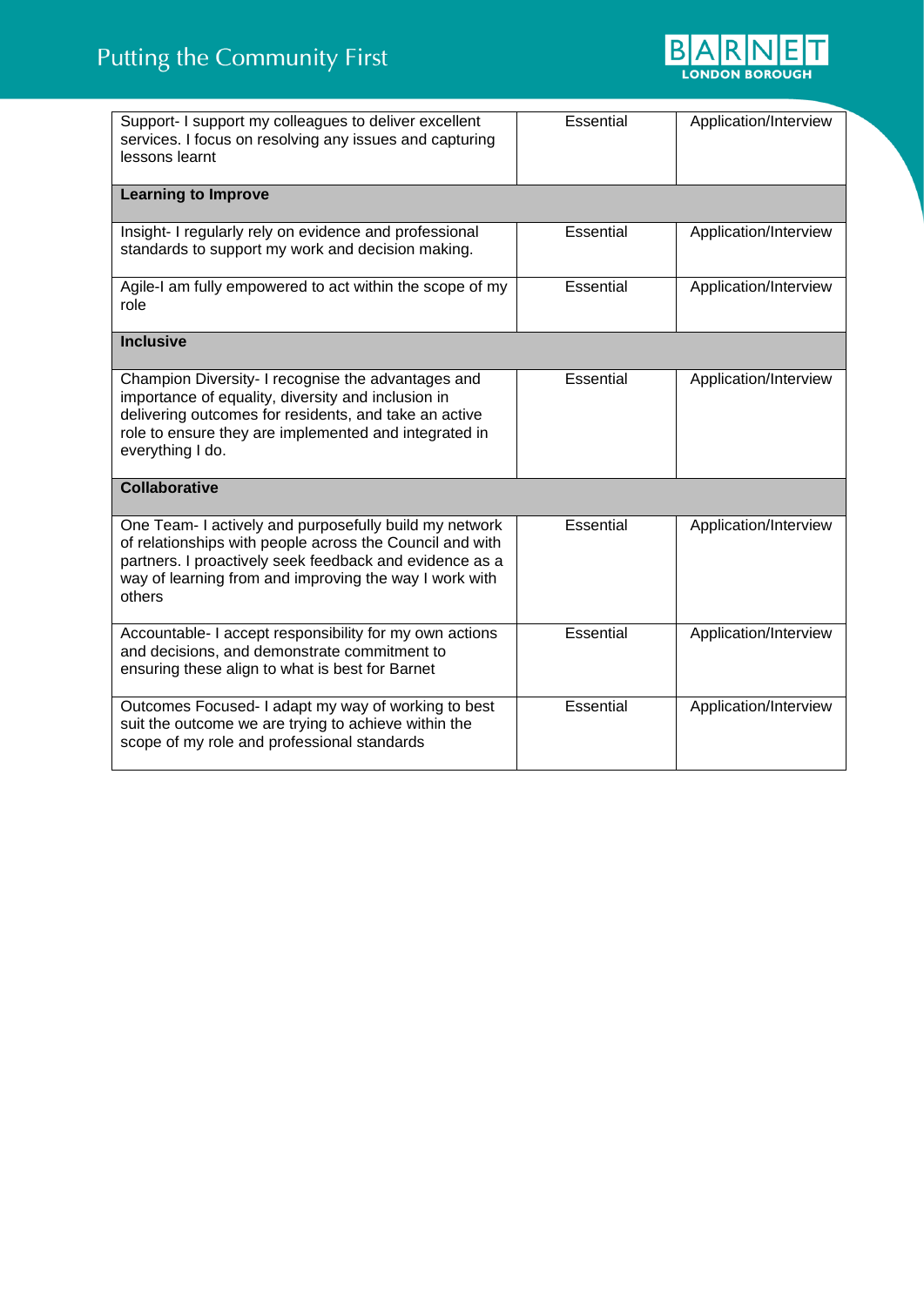| | | |
|---|---|---|
| Support- I support my colleagues to deliver excellent services. I focus on resolving any issues and capturing lessons learnt | Essential | Application/Interview |
| **Learning to Improve** | | |
| Insight- I regularly rely on evidence and professional standards to support my work and decision making. | Essential | Application/Interview |
| Agile-I am fully empowered to act within the scope of my role | Essential | Application/Interview |
| **Inclusive** | | |
| Champion Diversity- I recognise the advantages and importance of equality, diversity and inclusion in delivering outcomes for residents, and take an active role to ensure they are implemented and integrated in everything I do. | Essential | Application/Interview |
| **Collaborative** | | |
| One Team- I actively and purposefully build my network of relationships with people across the Council and with partners. I proactively seek feedback and evidence as a way of learning from and improving the way I work with others | Essential | Application/Interview |
| Accountable- I accept responsibility for my own actions and decisions, and demonstrate commitment to ensuring these align to what is best for Barnet | Essential | Application/Interview |
| Outcomes Focused- I adapt my way of working to best suit the outcome we are trying to achieve within the scope of my role and professional standards | Essential | Application/Interview |